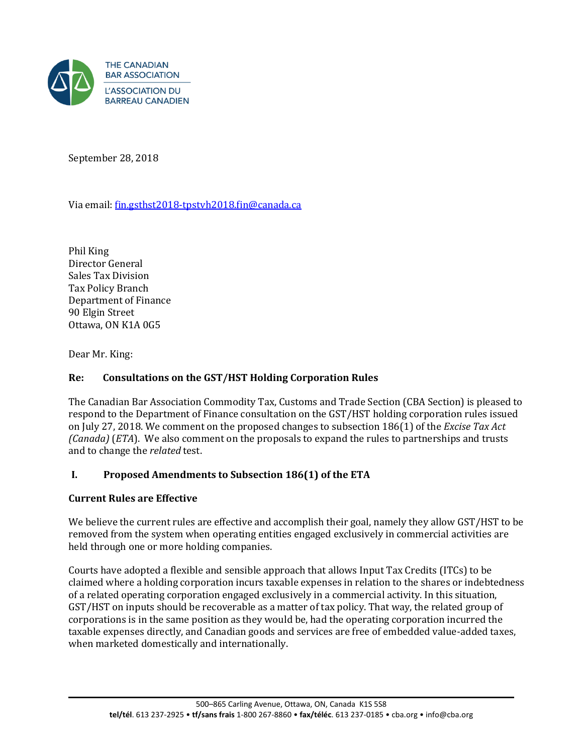THE CANADIAN BAR ASSOCIATION
L'ASSOCIATION DU BARREAU CANADIEN

September 28, 2018

Via email: fin.gsthst2018-tpstvh2018.fin@canada.ca

Phil King
Director General
Sales Tax Division
Tax Policy Branch
Department of Finance
90 Elgin Street
Ottawa, ON K1A 0G5

Dear Mr. King:

**Re: Consultations on the GST/HST Holding Corporation Rules**

The Canadian Bar Association Commodity Tax, Customs and Trade Section (CBA Section) is pleased to respond to the Department of Finance consultation on the GST/HST holding corporation rules issued on July 27, 2018. We comment on the proposed changes to subsection 186(1) of the *Excise Tax Act (Canada)* (*ETA*). We also comment on the proposals to expand the rules to partnerships and trusts and to change the *related* test.

## I. Proposed Amendments to Subsection 186(1) of the ETA

### Current Rules are Effective

We believe the current rules are effective and accomplish their goal, namely they allow GST/HST to be removed from the system when operating entities engaged exclusively in commercial activities are held through one or more holding companies.

Courts have adopted a flexible and sensible approach that allows Input Tax Credits (ITCs) to be claimed where a holding corporation incurs taxable expenses in relation to the shares or indebtedness of a related operating corporation engaged exclusively in a commercial activity. In this situation, GST/HST on inputs should be recoverable as a matter of tax policy. That way, the related group of corporations is in the same position as they would be, had the operating corporation incurred the taxable expenses directly, and Canadian goods and services are free of embedded value-added taxes, when marketed domestically and internationally.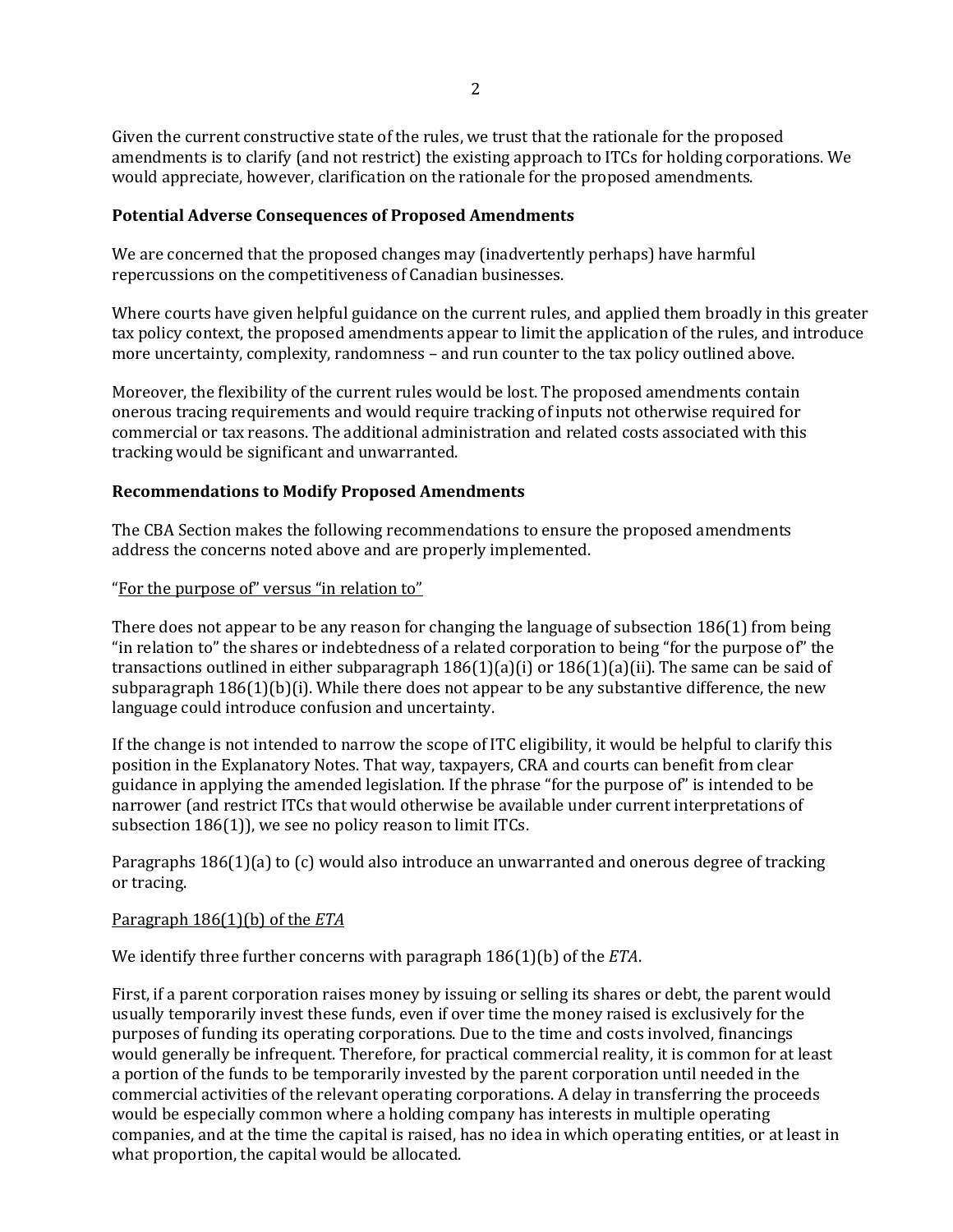Given the current constructive state of the rules, we trust that the rationale for the proposed amendments is to clarify (and not restrict) the existing approach to ITCs for holding corporations. We would appreciate, however, clarification on the rationale for the proposed amendments.

**Potential Adverse Consequences of Proposed Amendments**

We are concerned that the proposed changes may (inadvertently perhaps) have harmful repercussions on the competitiveness of Canadian businesses.

Where courts have given helpful guidance on the current rules, and applied them broadly in this greater tax policy context, the proposed amendments appear to limit the application of the rules, and introduce more uncertainty, complexity, randomness – and run counter to the tax policy outlined above.

Moreover, the flexibility of the current rules would be lost. The proposed amendments contain onerous tracing requirements and would require tracking of inputs not otherwise required for commercial or tax reasons. The additional administration and related costs associated with this tracking would be significant and unwarranted.

**Recommendations to Modify Proposed Amendments**

The CBA Section makes the following recommendations to ensure the proposed amendments address the concerns noted above and are properly implemented.

“For the purpose of” versus “in relation to”

There does not appear to be any reason for changing the language of subsection 186(1) from being “in relation to” the shares or indebtedness of a related corporation to being “for the purpose of” the transactions outlined in either subparagraph 186(1)(a)(i) or 186(1)(a)(ii). The same can be said of subparagraph 186(1)(b)(i). While there does not appear to be any substantive difference, the new language could introduce confusion and uncertainty.

If the change is not intended to narrow the scope of ITC eligibility, it would be helpful to clarify this position in the Explanatory Notes. That way, taxpayers, CRA and courts can benefit from clear guidance in applying the amended legislation. If the phrase “for the purpose of” is intended to be narrower (and restrict ITCs that would otherwise be available under current interpretations of subsection 186(1)), we see no policy reason to limit ITCs.

Paragraphs 186(1)(a) to (c) would also introduce an unwarranted and onerous degree of tracking or tracing.

Paragraph 186(1)(b) of the *ETA*

We identify three further concerns with paragraph 186(1)(b) of the *ETA*.

First, if a parent corporation raises money by issuing or selling its shares or debt, the parent would usually temporarily invest these funds, even if over time the money raised is exclusively for the purposes of funding its operating corporations. Due to the time and costs involved, financings would generally be infrequent. Therefore, for practical commercial reality, it is common for at least a portion of the funds to be temporarily invested by the parent corporation until needed in the commercial activities of the relevant operating corporations. A delay in transferring the proceeds would be especially common where a holding company has interests in multiple operating companies, and at the time the capital is raised, has no idea in which operating entities, or at least in what proportion, the capital would be allocated.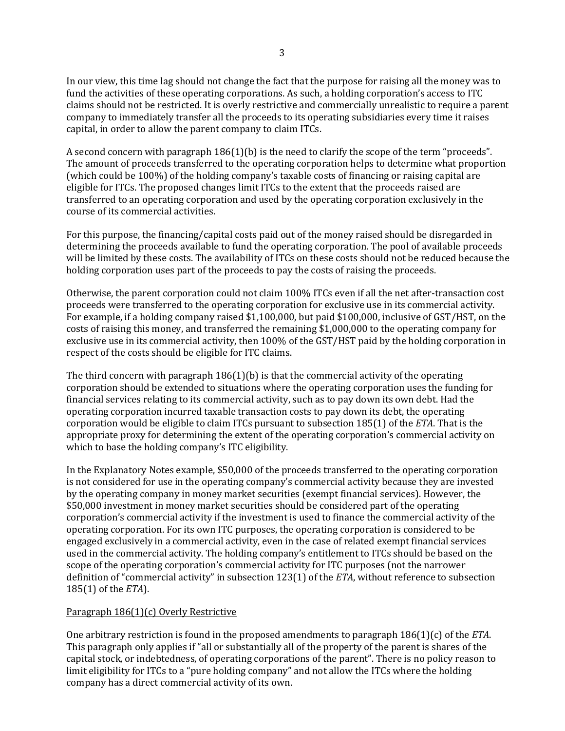In our view, this time lag should not change the fact that the purpose for raising all the money was to fund the activities of these operating corporations. As such, a holding corporation's access to ITC claims should not be restricted. It is overly restrictive and commercially unrealistic to require a parent company to immediately transfer all the proceeds to its operating subsidiaries every time it raises capital, in order to allow the parent company to claim ITCs.

A second concern with paragraph 186(1)(b) is the need to clarify the scope of the term "proceeds". The amount of proceeds transferred to the operating corporation helps to determine what proportion (which could be 100%) of the holding company's taxable costs of financing or raising capital are eligible for ITCs. The proposed changes limit ITCs to the extent that the proceeds raised are transferred to an operating corporation and used by the operating corporation exclusively in the course of its commercial activities.

For this purpose, the financing/capital costs paid out of the money raised should be disregarded in determining the proceeds available to fund the operating corporation. The pool of available proceeds will be limited by these costs. The availability of ITCs on these costs should not be reduced because the holding corporation uses part of the proceeds to pay the costs of raising the proceeds.

Otherwise, the parent corporation could not claim 100% ITCs even if all the net after-transaction cost proceeds were transferred to the operating corporation for exclusive use in its commercial activity. For example, if a holding company raised $1,100,000, but paid $100,000, inclusive of GST/HST, on the costs of raising this money, and transferred the remaining $1,000,000 to the operating company for exclusive use in its commercial activity, then 100% of the GST/HST paid by the holding corporation in respect of the costs should be eligible for ITC claims.

The third concern with paragraph 186(1)(b) is that the commercial activity of the operating corporation should be extended to situations where the operating corporation uses the funding for financial services relating to its commercial activity, such as to pay down its own debt. Had the operating corporation incurred taxable transaction costs to pay down its debt, the operating corporation would be eligible to claim ITCs pursuant to subsection 185(1) of the *ETA*. That is the appropriate proxy for determining the extent of the operating corporation's commercial activity on which to base the holding company's ITC eligibility.

In the Explanatory Notes example, $50,000 of the proceeds transferred to the operating corporation is not considered for use in the operating company's commercial activity because they are invested by the operating company in money market securities (exempt financial services). However, the $50,000 investment in money market securities should be considered part of the operating corporation's commercial activity if the investment is used to finance the commercial activity of the operating corporation. For its own ITC purposes, the operating corporation is considered to be engaged exclusively in a commercial activity, even in the case of related exempt financial services used in the commercial activity. The holding company's entitlement to ITCs should be based on the scope of the operating corporation's commercial activity for ITC purposes (not the narrower definition of "commercial activity" in subsection 123(1) of the *ETA*, without reference to subsection 185(1) of the *ETA*).

<u>Paragraph 186(1)(c) Overly Restrictive</u>

One arbitrary restriction is found in the proposed amendments to paragraph 186(1)(c) of the *ETA*. This paragraph only applies if "all or substantially all of the property of the parent is shares of the capital stock, or indebtedness, of operating corporations of the parent". There is no policy reason to limit eligibility for ITCs to a "pure holding company" and not allow the ITCs where the holding company has a direct commercial activity of its own.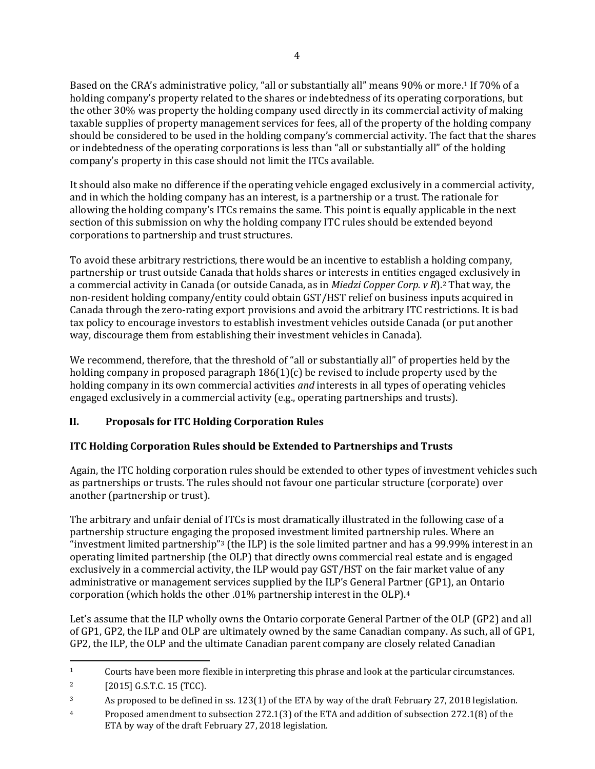Based on the CRA's administrative policy, "all or substantially all" means 90% or more.[1] If 70% of a holding company's property related to the shares or indebtedness of its operating corporations, but the other 30% was property the holding company used directly in its commercial activity of making taxable supplies of property management services for fees, all of the property of the holding company should be considered to be used in the holding company's commercial activity. The fact that the shares or indebtedness of the operating corporations is less than "all or substantially all" of the holding company's property in this case should not limit the ITCs available.

It should also make no difference if the operating vehicle engaged exclusively in a commercial activity, and in which the holding company has an interest, is a partnership or a trust. The rationale for allowing the holding company's ITCs remains the same. This point is equally applicable in the next section of this submission on why the holding company ITC rules should be extended beyond corporations to partnership and trust structures.

To avoid these arbitrary restrictions, there would be an incentive to establish a holding company, partnership or trust outside Canada that holds shares or interests in entities engaged exclusively in a commercial activity in Canada (or outside Canada, as in *Miedzi Copper Corp. v R*).[2] That way, the non-resident holding company/entity could obtain GST/HST relief on business inputs acquired in Canada through the zero-rating export provisions and avoid the arbitrary ITC restrictions. It is bad tax policy to encourage investors to establish investment vehicles outside Canada (or put another way, discourage them from establishing their investment vehicles in Canada).

We recommend, therefore, that the threshold of "all or substantially all" of properties held by the holding company in proposed paragraph 186(1)(c) be revised to include property used by the holding company in its own commercial activities *and* interests in all types of operating vehicles engaged exclusively in a commercial activity (e.g., operating partnerships and trusts).

## II. Proposals for ITC Holding Corporation Rules

### ITC Holding Corporation Rules should be Extended to Partnerships and Trusts

Again, the ITC holding corporation rules should be extended to other types of investment vehicles such as partnerships or trusts. The rules should not favour one particular structure (corporate) over another (partnership or trust).

The arbitrary and unfair denial of ITCs is most dramatically illustrated in the following case of a partnership structure engaging the proposed investment limited partnership rules. Where an "investment limited partnership"[3] (the ILP) is the sole limited partner and has a 99.99% interest in an operating limited partnership (the OLP) that directly owns commercial real estate and is engaged exclusively in a commercial activity, the ILP would pay GST/HST on the fair market value of any administrative or management services supplied by the ILP's General Partner (GP1), an Ontario corporation (which holds the other .01% partnership interest in the OLP).[4]

Let's assume that the ILP wholly owns the Ontario corporate General Partner of the OLP (GP2) and all of GP1, GP2, the ILP and OLP are ultimately owned by the same Canadian company. As such, all of GP1, GP2, the ILP, the OLP and the ultimate Canadian parent company are closely related Canadian

---

[1] Courts have been more flexible in interpreting this phrase and look at the particular circumstances.

[2] [2015] G.S.T.C. 15 (TCC).

[3] As proposed to be defined in ss. 123(1) of the ETA by way of the draft February 27, 2018 legislation.

[4] Proposed amendment to subsection 272.1(3) of the ETA and addition of subsection 272.1(8) of the ETA by way of the draft February 27, 2018 legislation.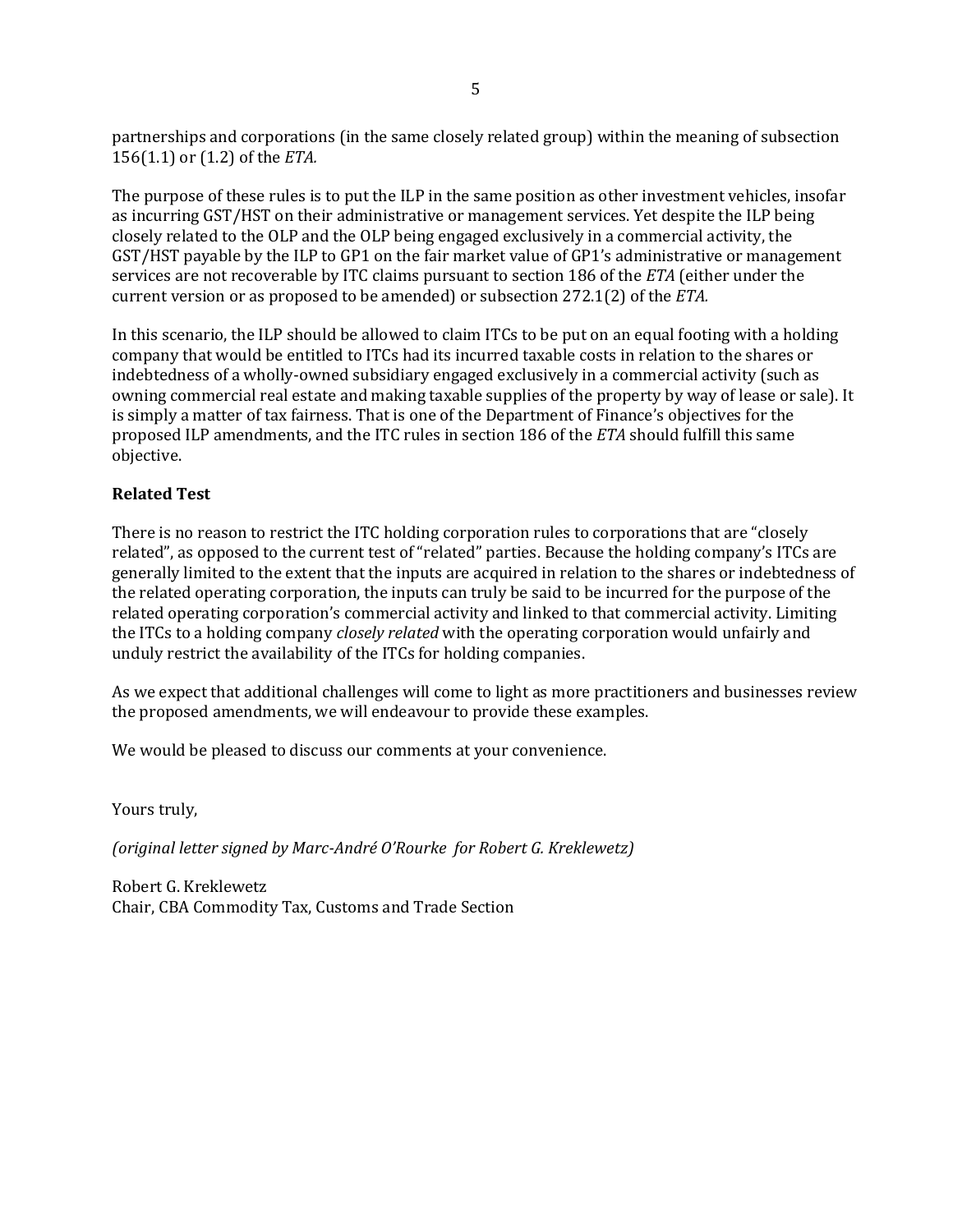partnerships and corporations (in the same closely related group) within the meaning of subsection 156(1.1) or (1.2) of the *ETA.*

The purpose of these rules is to put the ILP in the same position as other investment vehicles, insofar as incurring GST/HST on their administrative or management services. Yet despite the ILP being closely related to the OLP and the OLP being engaged exclusively in a commercial activity, the GST/HST payable by the ILP to GP1 on the fair market value of GP1's administrative or management services are not recoverable by ITC claims pursuant to section 186 of the *ETA* (either under the current version or as proposed to be amended) or subsection 272.1(2) of the *ETA.*

In this scenario, the ILP should be allowed to claim ITCs to be put on an equal footing with a holding company that would be entitled to ITCs had its incurred taxable costs in relation to the shares or indebtedness of a wholly-owned subsidiary engaged exclusively in a commercial activity (such as owning commercial real estate and making taxable supplies of the property by way of lease or sale). It is simply a matter of tax fairness. That is one of the Department of Finance's objectives for the proposed ILP amendments, and the ITC rules in section 186 of the *ETA* should fulfill this same objective.

**Related Test**

There is no reason to restrict the ITC holding corporation rules to corporations that are "closely related", as opposed to the current test of "related" parties. Because the holding company's ITCs are generally limited to the extent that the inputs are acquired in relation to the shares or indebtedness of the related operating corporation, the inputs can truly be said to be incurred for the purpose of the related operating corporation's commercial activity and linked to that commercial activity. Limiting the ITCs to a holding company *closely related* with the operating corporation would unfairly and unduly restrict the availability of the ITCs for holding companies.

As we expect that additional challenges will come to light as more practitioners and businesses review the proposed amendments, we will endeavour to provide these examples.

We would be pleased to discuss our comments at your convenience.

Yours truly,

*(original letter signed by Marc-André O'Rourke for Robert G. Kreklewetz)*

Robert G. Kreklewetz
Chair, CBA Commodity Tax, Customs and Trade Section